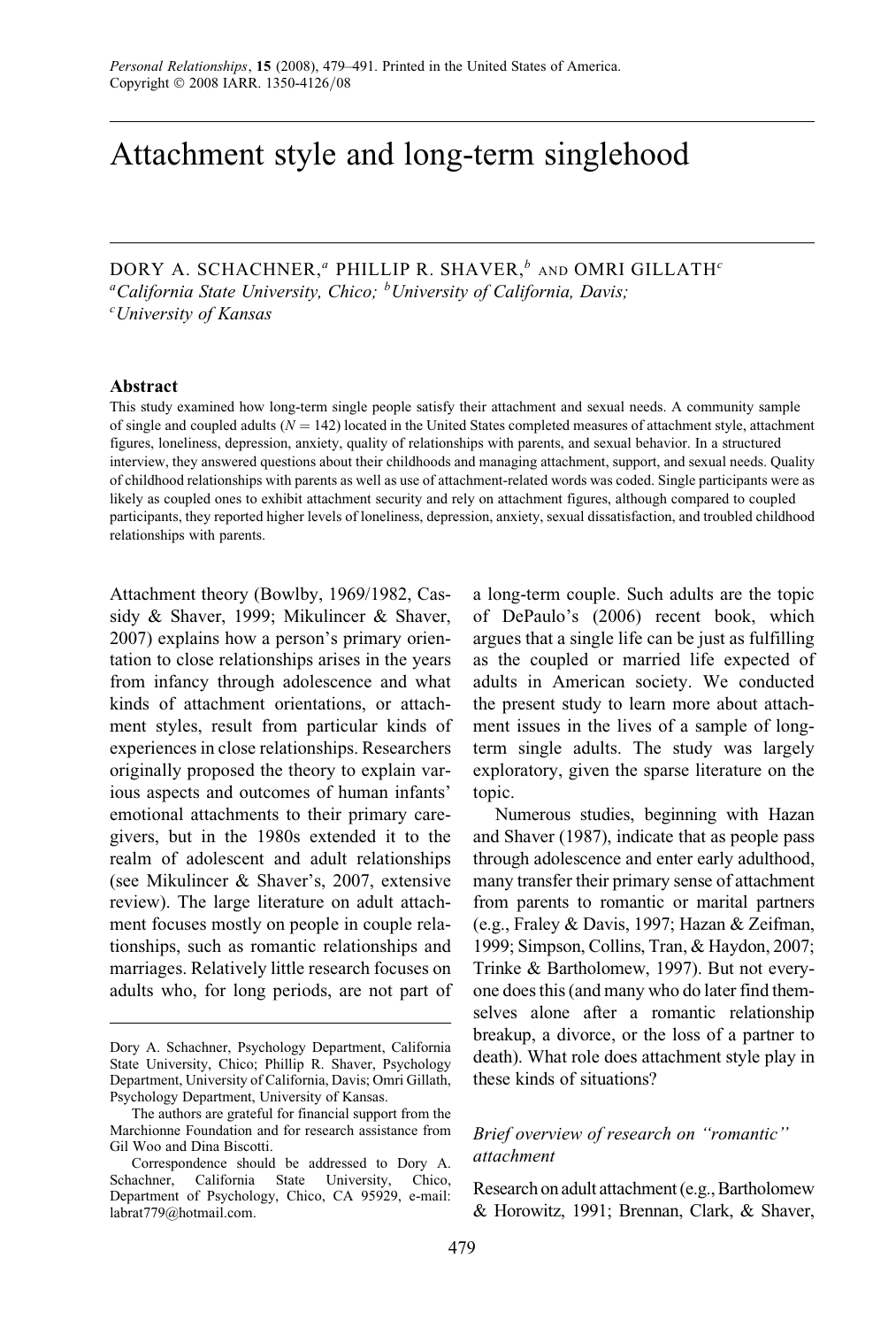# Attachment style and long-term singlehood

DORY A. SCHACHNER,[a] PHILLIP R. SHAVER,[b] AND OMRI GILLATH[c]

[a]*California State University, Chico;* [b]*University of California, Davis;* [c]*University of Kansas*

### Abstract

This study examined how long-term single people satisfy their attachment and sexual needs. A community sample of single and coupled adults ($N = 142$) located in the United States completed measures of attachment style, attachment figures, loneliness, depression, anxiety, quality of relationships with parents, and sexual behavior. In a structured interview, they answered questions about their childhoods and managing attachment, support, and sexual needs. Quality of childhood relationships with parents as well as use of attachment-related words was coded. Single participants were as likely as coupled ones to exhibit attachment security and rely on attachment figures, although compared to coupled participants, they reported higher levels of loneliness, depression, anxiety, sexual dissatisfaction, and troubled childhood relationships with parents.

Attachment theory (Bowlby, 1969/1982, Cassidy & Shaver, 1999; Mikulincer & Shaver, 2007) explains how a person's primary orientation to close relationships arises in the years from infancy through adolescence and what kinds of attachment orientations, or attachment styles, result from particular kinds of experiences in close relationships. Researchers originally proposed the theory to explain various aspects and outcomes of human infants' emotional attachments to their primary caregivers, but in the 1980s extended it to the realm of adolescent and adult relationships (see Mikulincer & Shaver's, 2007, extensive review). The large literature on adult attachment focuses mostly on people in couple relationships, such as romantic relationships and marriages. Relatively little research focuses on adults who, for long periods, are not part of a long-term couple. Such adults are the topic of DePaulo's (2006) recent book, which argues that a single life can be just as fulfilling as the coupled or married life expected of adults in American society. We conducted the present study to learn more about attachment issues in the lives of a sample of long-term single adults. The study was largely exploratory, given the sparse literature on the topic.

Numerous studies, beginning with Hazan and Shaver (1987), indicate that as people pass through adolescence and enter early adulthood, many transfer their primary sense of attachment from parents to romantic or marital partners (e.g., Fraley & Davis, 1997; Hazan & Zeifman, 1999; Simpson, Collins, Tran, & Haydon, 2007; Trinke & Bartholomew, 1997). But not everyone does this (and many who do later find themselves alone after a romantic relationship breakup, a divorce, or the loss of a partner to death). What role does attachment style play in these kinds of situations?

### *Brief overview of research on "romantic" attachment*

Research on adult attachment (e.g., Bartholomew & Horowitz, 1991; Brennan, Clark, & Shaver,

---

Dory A. Schachner, Psychology Department, California State University, Chico; Phillip R. Shaver, Psychology Department, University of California, Davis; Omri Gillath, Psychology Department, University of Kansas.

The authors are grateful for financial support from the Marchionne Foundation and for research assistance from Gil Woo and Dina Biscotti.

Correspondence should be addressed to Dory A. Schachner, California State University, Chico, Department of Psychology, Chico, CA 95929, e-mail: labrat779@hotmail.com.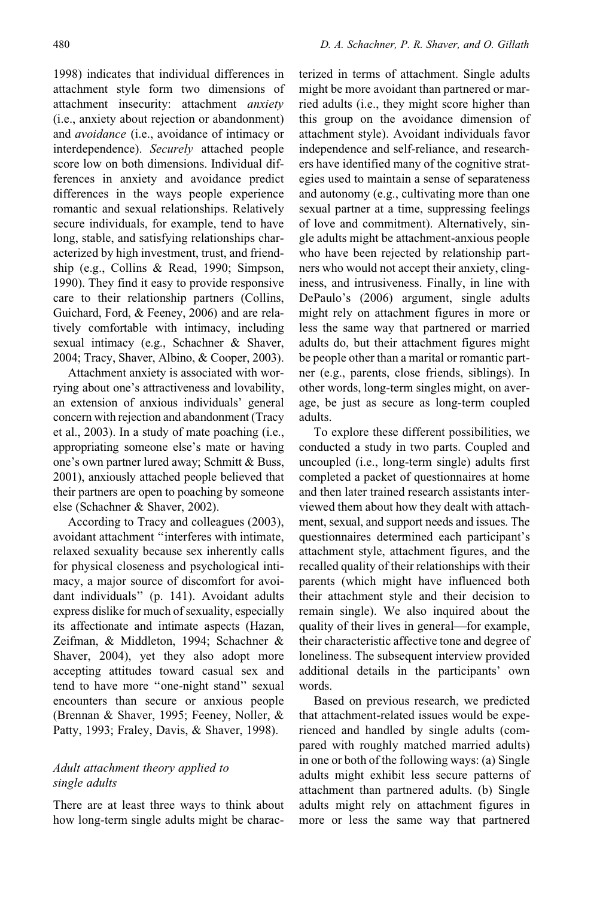1998) indicates that individual differences in attachment style form two dimensions of attachment insecurity: attachment *anxiety* (i.e., anxiety about rejection or abandonment) and *avoidance* (i.e., avoidance of intimacy or interdependence). *Securely* attached people score low on both dimensions. Individual differences in anxiety and avoidance predict differences in the ways people experience romantic and sexual relationships. Relatively secure individuals, for example, tend to have long, stable, and satisfying relationships characterized by high investment, trust, and friendship (e.g., Collins & Read, 1990; Simpson, 1990). They find it easy to provide responsive care to their relationship partners (Collins, Guichard, Ford, & Feeney, 2006) and are relatively comfortable with intimacy, including sexual intimacy (e.g., Schachner & Shaver, 2004; Tracy, Shaver, Albino, & Cooper, 2003).

Attachment anxiety is associated with worrying about one's attractiveness and lovability, an extension of anxious individuals' general concern with rejection and abandonment (Tracy et al., 2003). In a study of mate poaching (i.e., appropriating someone else's mate or having one's own partner lured away; Schmitt & Buss, 2001), anxiously attached people believed that their partners are open to poaching by someone else (Schachner & Shaver, 2002).

According to Tracy and colleagues (2003), avoidant attachment "interferes with intimate, relaxed sexuality because sex inherently calls for physical closeness and psychological intimacy, a major source of discomfort for avoidant individuals" (p. 141). Avoidant adults express dislike for much of sexuality, especially its affectionate and intimate aspects (Hazan, Zeifman, & Middleton, 1994; Schachner & Shaver, 2004), yet they also adopt more accepting attitudes toward casual sex and tend to have more "one-night stand" sexual encounters than secure or anxious people (Brennan & Shaver, 1995; Feeney, Noller, & Patty, 1993; Fraley, Davis, & Shaver, 1998).

### *Adult attachment theory applied to single adults*

There are at least three ways to think about how long-term single adults might be characterized in terms of attachment. Single adults might be more avoidant than partnered or married adults (i.e., they might score higher than this group on the avoidance dimension of attachment style). Avoidant individuals favor independence and self-reliance, and researchers have identified many of the cognitive strategies used to maintain a sense of separateness and autonomy (e.g., cultivating more than one sexual partner at a time, suppressing feelings of love and commitment). Alternatively, single adults might be attachment-anxious people who have been rejected by relationship partners who would not accept their anxiety, clinginess, and intrusiveness. Finally, in line with DePaulo's (2006) argument, single adults might rely on attachment figures in more or less the same way that partnered or married adults do, but their attachment figures might be people other than a marital or romantic partner (e.g., parents, close friends, siblings). In other words, long-term singles might, on average, be just as secure as long-term coupled adults.

To explore these different possibilities, we conducted a study in two parts. Coupled and uncoupled (i.e., long-term single) adults first completed a packet of questionnaires at home and then later trained research assistants interviewed them about how they dealt with attachment, sexual, and support needs and issues. The questionnaires determined each participant's attachment style, attachment figures, and the recalled quality of their relationships with their parents (which might have influenced both their attachment style and their decision to remain single). We also inquired about the quality of their lives in general—for example, their characteristic affective tone and degree of loneliness. The subsequent interview provided additional details in the participants' own words.

Based on previous research, we predicted that attachment-related issues would be experienced and handled by single adults (compared with roughly matched married adults) in one or both of the following ways: (a) Single adults might exhibit less secure patterns of attachment than partnered adults. (b) Single adults might rely on attachment figures in more or less the same way that partnered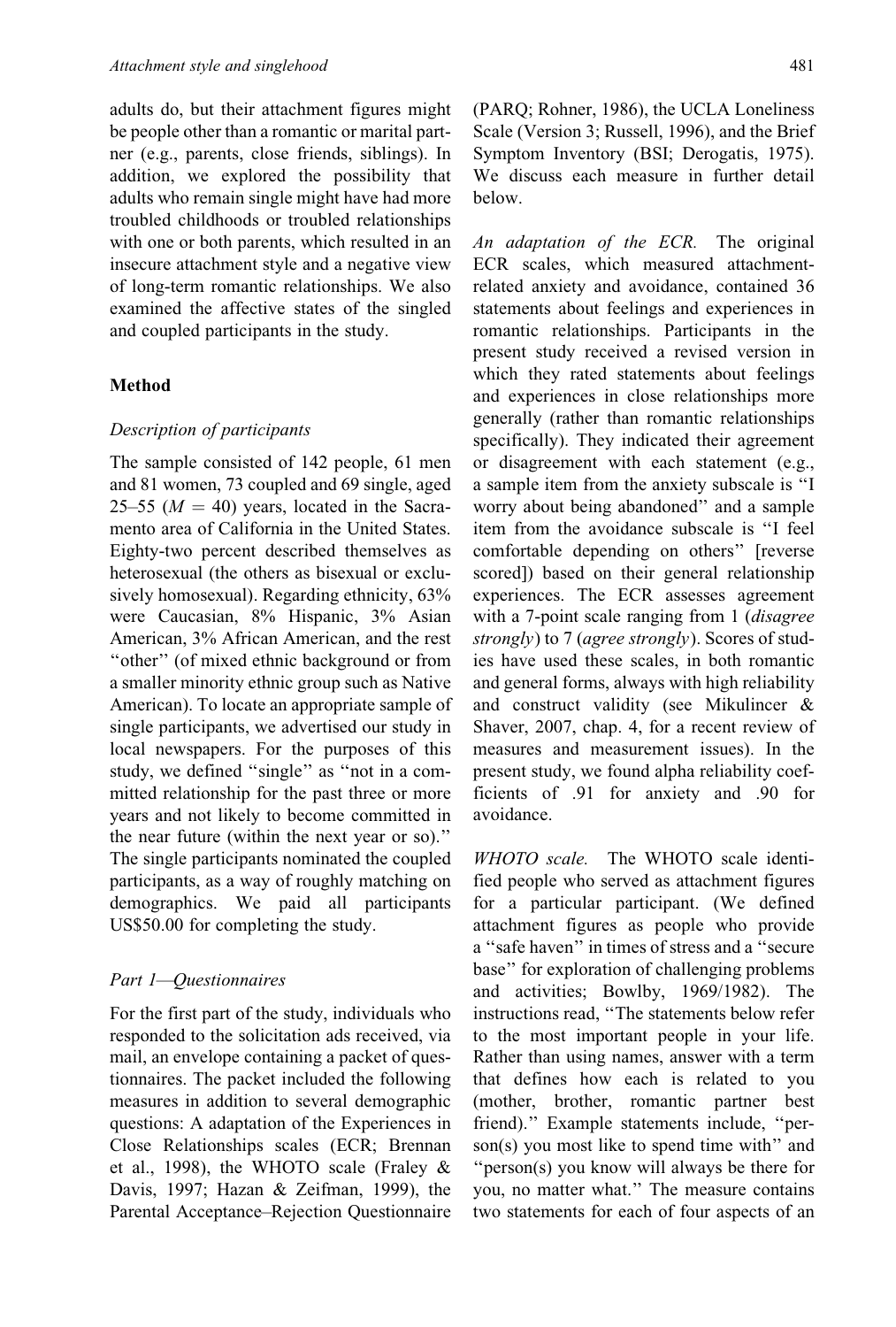adults do, but their attachment figures might be people other than a romantic or marital partner (e.g., parents, close friends, siblings). In addition, we explored the possibility that adults who remain single might have had more troubled childhoods or troubled relationships with one or both parents, which resulted in an insecure attachment style and a negative view of long-term romantic relationships. We also examined the affective states of the singled and coupled participants in the study.

## Method

### *Description of participants*

The sample consisted of 142 people, 61 men and 81 women, 73 coupled and 69 single, aged 25–55 ($M = 40$) years, located in the Sacramento area of California in the United States. Eighty-two percent described themselves as heterosexual (the others as bisexual or exclusively homosexual). Regarding ethnicity, 63% were Caucasian, 8% Hispanic, 3% Asian American, 3% African American, and the rest "other" (of mixed ethnic background or from a smaller minority ethnic group such as Native American). To locate an appropriate sample of single participants, we advertised our study in local newspapers. For the purposes of this study, we defined "single" as "not in a committed relationship for the past three or more years and not likely to become committed in the near future (within the next year or so)." The single participants nominated the coupled participants, as a way of roughly matching on demographics. We paid all participants US$50.00 for completing the study.

### *Part 1—Questionnaires*

For the first part of the study, individuals who responded to the solicitation ads received, via mail, an envelope containing a packet of questionnaires. The packet included the following measures in addition to several demographic questions: A adaptation of the Experiences in Close Relationships scales (ECR; Brennan et al., 1998), the WHOTO scale (Fraley & Davis, 1997; Hazan & Zeifman, 1999), the Parental Acceptance–Rejection Questionnaire (PARQ; Rohner, 1986), the UCLA Loneliness Scale (Version 3; Russell, 1996), and the Brief Symptom Inventory (BSI; Derogatis, 1975). We discuss each measure in further detail below.

*An adaptation of the ECR.* The original ECR scales, which measured attachment-related anxiety and avoidance, contained 36 statements about feelings and experiences in romantic relationships. Participants in the present study received a revised version in which they rated statements about feelings and experiences in close relationships more generally (rather than romantic relationships specifically). They indicated their agreement or disagreement with each statement (e.g., a sample item from the anxiety subscale is "I worry about being abandoned" and a sample item from the avoidance subscale is "I feel comfortable depending on others" [reverse scored]) based on their general relationship experiences. The ECR assesses agreement with a 7-point scale ranging from 1 (*disagree strongly*) to 7 (*agree strongly*). Scores of studies have used these scales, in both romantic and general forms, always with high reliability and construct validity (see Mikulincer & Shaver, 2007, chap. 4, for a recent review of measures and measurement issues). In the present study, we found alpha reliability coefficients of .91 for anxiety and .90 for avoidance.

*WHOTO scale.* The WHOTO scale identified people who served as attachment figures for a particular participant. (We defined attachment figures as people who provide a "safe haven" in times of stress and a "secure base" for exploration of challenging problems and activities; Bowlby, 1969/1982). The instructions read, "The statements below refer to the most important people in your life. Rather than using names, answer with a term that defines how each is related to you (mother, brother, romantic partner best friend)." Example statements include, "person(s) you most like to spend time with" and "person(s) you know will always be there for you, no matter what." The measure contains two statements for each of four aspects of an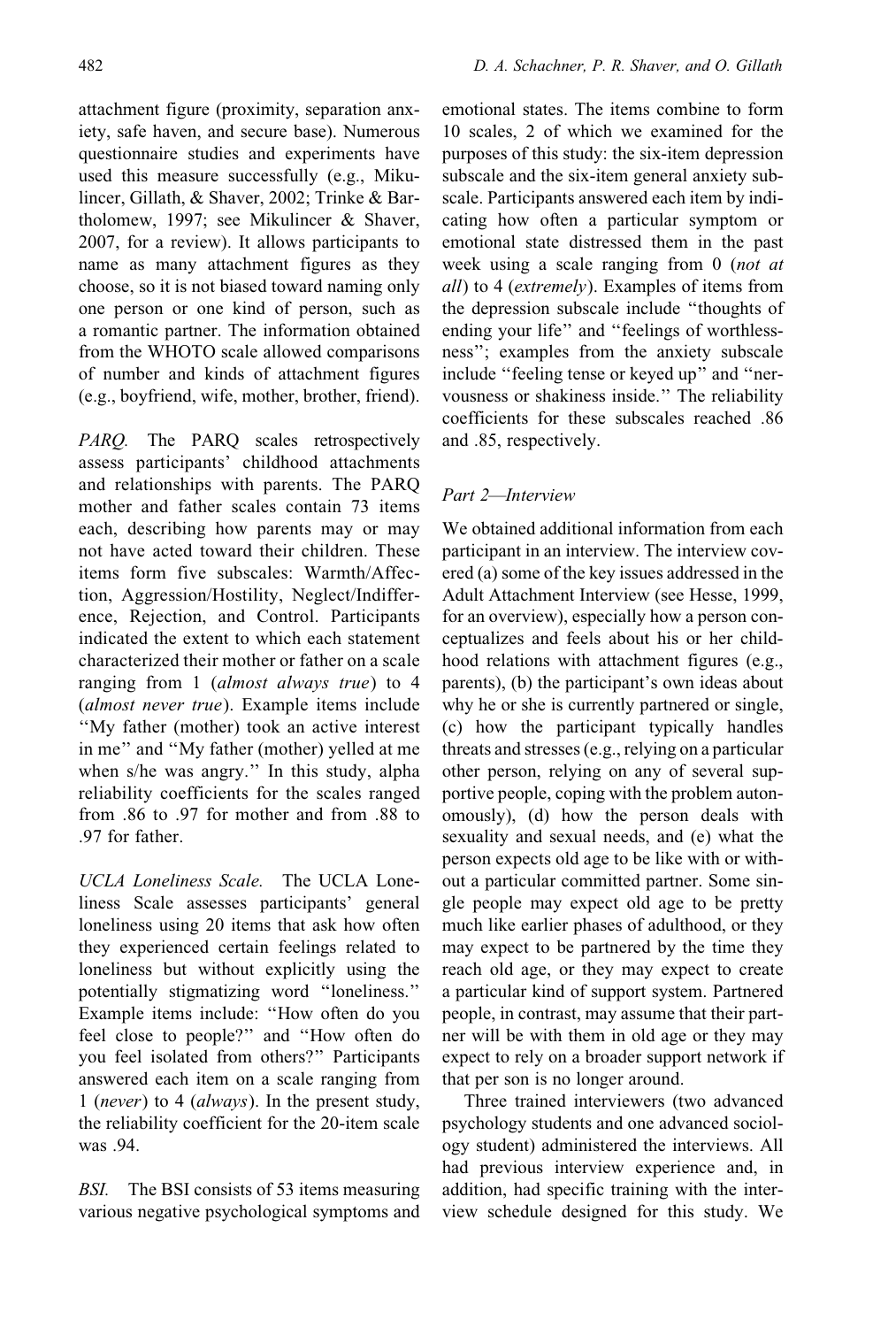attachment figure (proximity, separation anxiety, safe haven, and secure base). Numerous questionnaire studies and experiments have used this measure successfully (e.g., Mikulincer, Gillath, & Shaver, 2002; Trinke & Bartholomew, 1997; see Mikulincer & Shaver, 2007, for a review). It allows participants to name as many attachment figures as they choose, so it is not biased toward naming only one person or one kind of person, such as a romantic partner. The information obtained from the WHOTO scale allowed comparisons of number and kinds of attachment figures (e.g., boyfriend, wife, mother, brother, friend).

*PARQ.* The PARQ scales retrospectively assess participants' childhood attachments and relationships with parents. The PARQ mother and father scales contain 73 items each, describing how parents may or may not have acted toward their children. These items form five subscales: Warmth/Affection, Aggression/Hostility, Neglect/Indifference, Rejection, and Control. Participants indicated the extent to which each statement characterized their mother or father on a scale ranging from 1 (*almost always true*) to 4 (*almost never true*). Example items include "My father (mother) took an active interest in me" and "My father (mother) yelled at me when s/he was angry." In this study, alpha reliability coefficients for the scales ranged from .86 to .97 for mother and from .88 to .97 for father.

*UCLA Loneliness Scale.* The UCLA Loneliness Scale assesses participants' general loneliness using 20 items that ask how often they experienced certain feelings related to loneliness but without explicitly using the potentially stigmatizing word "loneliness." Example items include: "How often do you feel close to people?" and "How often do you feel isolated from others?" Participants answered each item on a scale ranging from 1 (*never*) to 4 (*always*). In the present study, the reliability coefficient for the 20-item scale was .94.

*BSI.* The BSI consists of 53 items measuring various negative psychological symptoms and emotional states. The items combine to form 10 scales, 2 of which we examined for the purposes of this study: the six-item depression subscale and the six-item general anxiety subscale. Participants answered each item by indicating how often a particular symptom or emotional state distressed them in the past week using a scale ranging from 0 (*not at all*) to 4 (*extremely*). Examples of items from the depression subscale include "thoughts of ending your life" and "feelings of worthlessness"; examples from the anxiety subscale include "feeling tense or keyed up" and "nervousness or shakiness inside." The reliability coefficients for these subscales reached .86 and .85, respectively.

### *Part 2—Interview*

We obtained additional information from each participant in an interview. The interview covered (a) some of the key issues addressed in the Adult Attachment Interview (see Hesse, 1999, for an overview), especially how a person conceptualizes and feels about his or her childhood relations with attachment figures (e.g., parents), (b) the participant's own ideas about why he or she is currently partnered or single, (c) how the participant typically handles threats and stresses (e.g., relying on a particular other person, relying on any of several supportive people, coping with the problem autonomously), (d) how the person deals with sexuality and sexual needs, and (e) what the person expects old age to be like with or without a particular committed partner. Some single people may expect old age to be pretty much like earlier phases of adulthood, or they may expect to be partnered by the time they reach old age, or they may expect to create a particular kind of support system. Partnered people, in contrast, may assume that their partner will be with them in old age or they may expect to rely on a broader support network if that per son is no longer around.

Three trained interviewers (two advanced psychology students and one advanced sociology student) administered the interviews. All had previous interview experience and, in addition, had specific training with the interview schedule designed for this study. We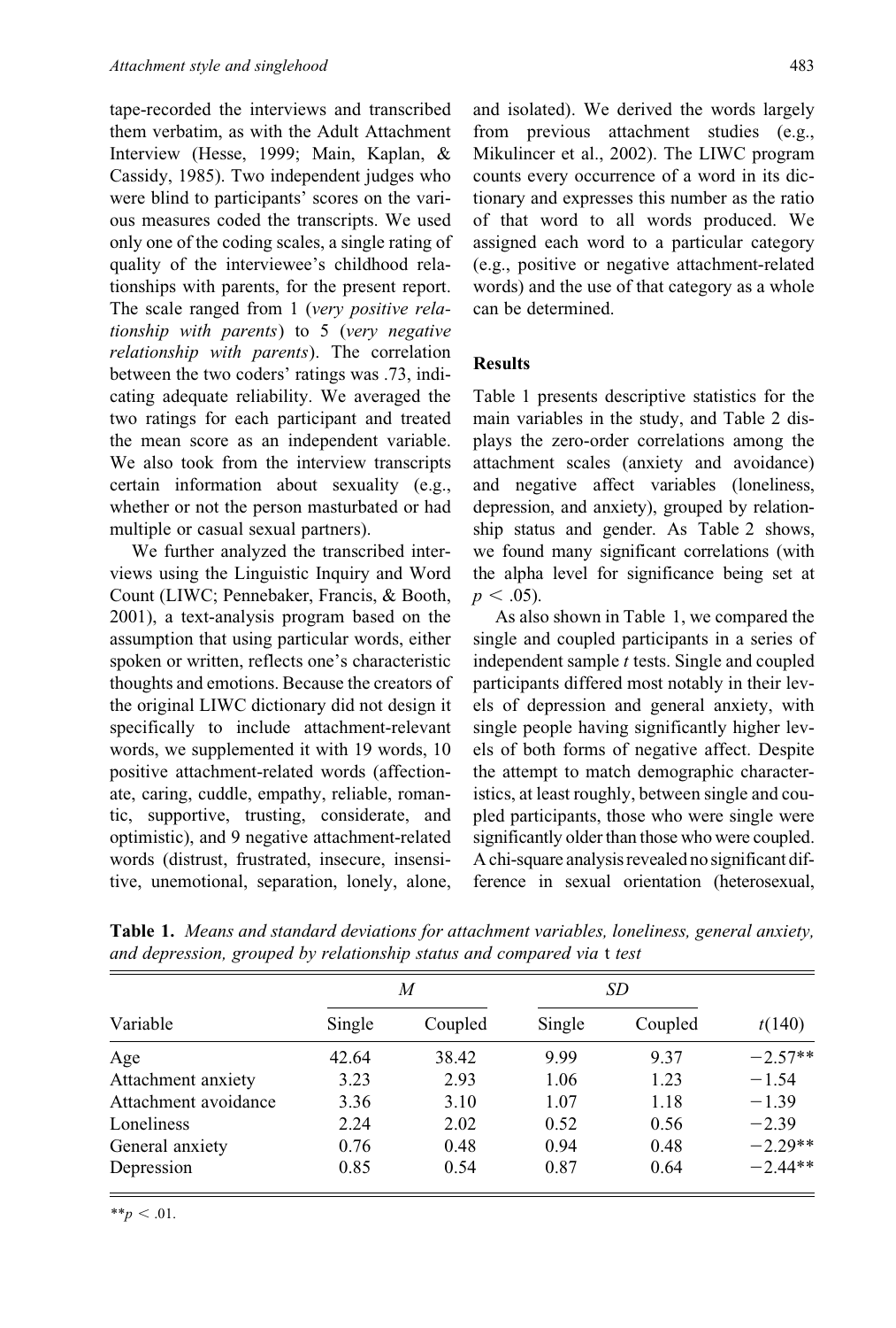tape-recorded the interviews and transcribed them verbatim, as with the Adult Attachment Interview (Hesse, 1999; Main, Kaplan, & Cassidy, 1985). Two independent judges who were blind to participants' scores on the various measures coded the transcripts. We used only one of the coding scales, a single rating of quality of the interviewee's childhood relationships with parents, for the present report. The scale ranged from 1 (*very positive relationship with parents*) to 5 (*very negative relationship with parents*). The correlation between the two coders' ratings was .73, indicating adequate reliability. We averaged the two ratings for each participant and treated the mean score as an independent variable. We also took from the interview transcripts certain information about sexuality (e.g., whether or not the person masturbated or had multiple or casual sexual partners).

We further analyzed the transcribed interviews using the Linguistic Inquiry and Word Count (LIWC; Pennebaker, Francis, & Booth, 2001), a text-analysis program based on the assumption that using particular words, either spoken or written, reflects one's characteristic thoughts and emotions. Because the creators of the original LIWC dictionary did not design it specifically to include attachment-relevant words, we supplemented it with 19 words, 10 positive attachment-related words (affectionate, caring, cuddle, empathy, reliable, romantic, supportive, trusting, considerate, and optimistic), and 9 negative attachment-related words (distrust, frustrated, insecure, insensitive, unemotional, separation, lonely, alone, and isolated). We derived the words largely from previous attachment studies (e.g., Mikulincer et al., 2002). The LIWC program counts every occurrence of a word in its dictionary and expresses this number as the ratio of that word to all words produced. We assigned each word to a particular category (e.g., positive or negative attachment-related words) and the use of that category as a whole can be determined.

## Results

Table 1 presents descriptive statistics for the main variables in the study, and Table 2 displays the zero-order correlations among the attachment scales (anxiety and avoidance) and negative affect variables (loneliness, depression, and anxiety), grouped by relationship status and gender. As Table 2 shows, we found many significant correlations (with the alpha level for significance being set at $p < .05$).

As also shown in Table 1, we compared the single and coupled participants in a series of independent sample *t* tests. Single and coupled participants differed most notably in their levels of depression and general anxiety, with single people having significantly higher levels of both forms of negative affect. Despite the attempt to match demographic characteristics, at least roughly, between single and coupled participants, those who were single were significantly older than those who were coupled. A chi-square analysis revealed no significant difference in sexual orientation (heterosexual,

**Table 1.** *Means and standard deviations for attachment variables, loneliness, general anxiety, and depression, grouped by relationship status and compared via* t *test*

| Variable | *M* | | *SD* | | $t(140)$ |
|---|---|---|---|---|---|
| | Single | Coupled | Single | Coupled | |
| Age | 42.64 | 38.42 | 9.99 | 9.37 | −2.57** |
| Attachment anxiety | 3.23 | 2.93 | 1.06 | 1.23 | −1.54 |
| Attachment avoidance | 3.36 | 3.10 | 1.07 | 1.18 | −1.39 |
| Loneliness | 2.24 | 2.02 | 0.52 | 0.56 | −2.39 |
| General anxiety | 0.76 | 0.48 | 0.94 | 0.48 | −2.29** |
| Depression | 0.85 | 0.54 | 0.87 | 0.64 | −2.44** |

$^{**}p < .01$.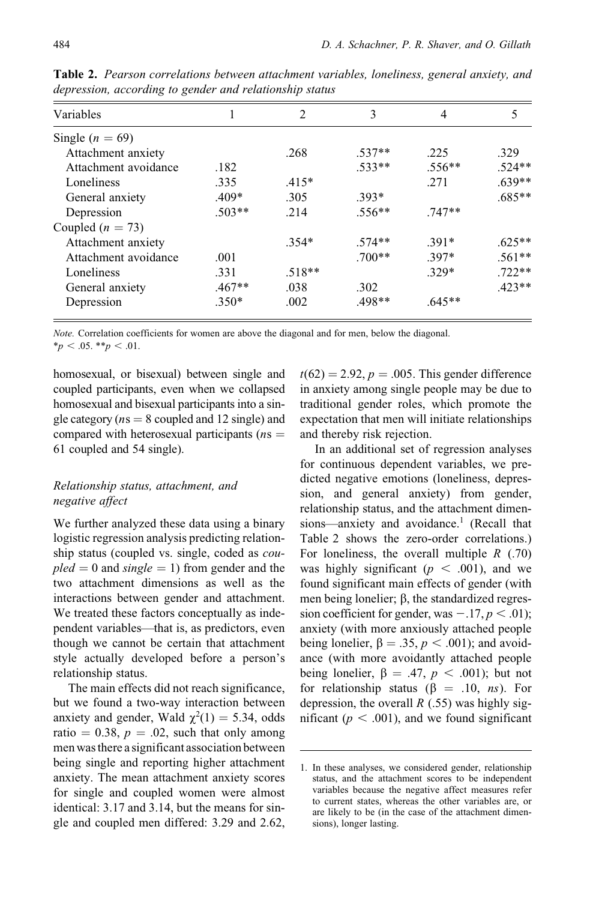**Table 2.** *Pearson correlations between attachment variables, loneliness, general anxiety, and depression, according to gender and relationship status*

| Variables | 1 | 2 | 3 | 4 | 5 |
|---|---|---|---|---|---|
| Single ($n = 69$) | | | | | |
| Attachment anxiety | | .268 | .537** | .225 | .329 |
| Attachment avoidance | .182 | | .533** | .556** | .524** |
| Loneliness | .335 | .415* | | .271 | .639** |
| General anxiety | .409* | .305 | .393* | | .685** |
| Depression | .503** | .214 | .556** | .747** | |
| Coupled ($n = 73$) | | | | | |
| Attachment anxiety | | .354* | .574** | .391* | .625** |
| Attachment avoidance | .001 | | .700** | .397* | .561** |
| Loneliness | .331 | .518** | | .329* | .722** |
| General anxiety | .467** | .038 | .302 | | .423** |
| Depression | .350* | .002 | .498** | .645** | |

*Note.* Correlation coefficients for women are above the diagonal and for men, below the diagonal.
*$p < .05$. **$p < .01$.

homosexual, or bisexual) between single and coupled participants, even when we collapsed homosexual and bisexual participants into a single category ($n$s = 8 coupled and 12 single) and compared with heterosexual participants ($n$s = 61 coupled and 54 single).

### *Relationship status, attachment, and negative affect*

We further analyzed these data using a binary logistic regression analysis predicting relationship status (coupled vs. single, coded as *coupled* = 0 and *single* = 1) from gender and the two attachment dimensions as well as the interactions between gender and attachment. We treated these factors conceptually as independent variables—that is, as predictors, even though we cannot be certain that attachment style actually developed before a person's relationship status.

The main effects did not reach significance, but we found a two-way interaction between anxiety and gender, Wald $\chi^2(1) = 5.34$, odds ratio = 0.38, $p = .02$, such that only among men was there a significant association between being single and reporting higher attachment anxiety. The mean attachment anxiety scores for single and coupled women were almost identical: 3.17 and 3.14, but the means for single and coupled men differed: 3.29 and 2.62, $t(62) = 2.92$, $p = .005$. This gender difference in anxiety among single people may be due to traditional gender roles, which promote the expectation that men will initiate relationships and thereby risk rejection.

In an additional set of regression analyses for continuous dependent variables, we predicted negative emotions (loneliness, depression, and general anxiety) from gender, relationship status, and the attachment dimensions—anxiety and avoidance.[1] (Recall that Table 2 shows the zero-order correlations.) For loneliness, the overall multiple $R$ (.70) was highly significant ($p < .001$), and we found significant main effects of gender (with men being lonelier; β, the standardized regression coefficient for gender, was −.17, $p < .01$); anxiety (with more anxiously attached people being lonelier, β = .35, $p < .001$); and avoidance (with more avoidantly attached people being lonelier, β = .47, $p < .001$); but not for relationship status (β = .10, *ns*). For depression, the overall $R$ (.55) was highly significant ($p < .001$), and we found significant

1. In these analyses, we considered gender, relationship status, and the attachment scores to be independent variables because the negative affect measures refer to current states, whereas the other variables are, or are likely to be (in the case of the attachment dimensions), longer lasting.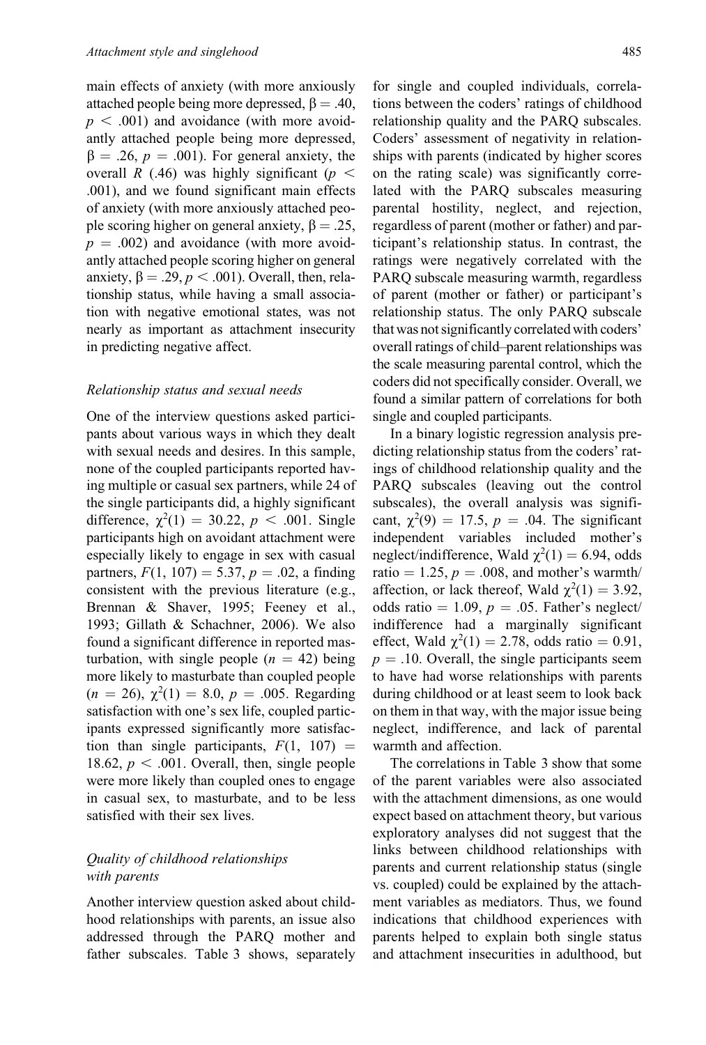main effects of anxiety (with more anxiously attached people being more depressed, $\beta = .40$, $p < .001$) and avoidance (with more avoidantly attached people being more depressed, $\beta = .26$, $p = .001$). For general anxiety, the overall $R$ (.46) was highly significant ($p < .001$), and we found significant main effects of anxiety (with more anxiously attached people scoring higher on general anxiety, $\beta = .25$, $p = .002$) and avoidance (with more avoidantly attached people scoring higher on general anxiety, $\beta = .29$, $p < .001$). Overall, then, relationship status, while having a small association with negative emotional states, was not nearly as important as attachment insecurity in predicting negative affect.

### *Relationship status and sexual needs*

One of the interview questions asked participants about various ways in which they dealt with sexual needs and desires. In this sample, none of the coupled participants reported having multiple or casual sex partners, while 24 of the single participants did, a highly significant difference, $\chi^2(1) = 30.22$, $p < .001$. Single participants high on avoidant attachment were especially likely to engage in sex with casual partners, $F(1, 107) = 5.37$, $p = .02$, a finding consistent with the previous literature (e.g., Brennan & Shaver, 1995; Feeney et al., 1993; Gillath & Schachner, 2006). We also found a significant difference in reported masturbation, with single people ($n = 42$) being more likely to masturbate than coupled people ($n = 26$), $\chi^2(1) = 8.0$, $p = .005$. Regarding satisfaction with one's sex life, coupled participants expressed significantly more satisfaction than single participants, $F(1, 107) = 18.62$, $p < .001$. Overall, then, single people were more likely than coupled ones to engage in casual sex, to masturbate, and to be less satisfied with their sex lives.

### *Quality of childhood relationships with parents*

Another interview question asked about childhood relationships with parents, an issue also addressed through the PARQ mother and father subscales. Table 3 shows, separately for single and coupled individuals, correlations between the coders' ratings of childhood relationship quality and the PARQ subscales. Coders' assessment of negativity in relationships with parents (indicated by higher scores on the rating scale) was significantly correlated with the PARQ subscales measuring parental hostility, neglect, and rejection, regardless of parent (mother or father) and participant's relationship status. In contrast, the ratings were negatively correlated with the PARQ subscale measuring warmth, regardless of parent (mother or father) or participant's relationship status. The only PARQ subscale that was not significantly correlated with coders' overall ratings of child–parent relationships was the scale measuring parental control, which the coders did not specifically consider. Overall, we found a similar pattern of correlations for both single and coupled participants.

In a binary logistic regression analysis predicting relationship status from the coders' ratings of childhood relationship quality and the PARQ subscales (leaving out the control subscales), the overall analysis was significant, $\chi^2(9) = 17.5$, $p = .04$. The significant independent variables included mother's neglect/indifference, Wald $\chi^2(1) = 6.94$, odds ratio $= 1.25$, $p = .008$, and mother's warmth/affection, or lack thereof, Wald $\chi^2(1) = 3.92$, odds ratio $= 1.09$, $p = .05$. Father's neglect/indifference had a marginally significant effect, Wald $\chi^2(1) = 2.78$, odds ratio $= 0.91$, $p = .10$. Overall, the single participants seem to have had worse relationships with parents during childhood or at least seem to look back on them in that way, with the major issue being neglect, indifference, and lack of parental warmth and affection.

The correlations in Table 3 show that some of the parent variables were also associated with the attachment dimensions, as one would expect based on attachment theory, but various exploratory analyses did not suggest that the links between childhood relationships with parents and current relationship status (single vs. coupled) could be explained by the attachment variables as mediators. Thus, we found indications that childhood experiences with parents helped to explain both single status and attachment insecurities in adulthood, but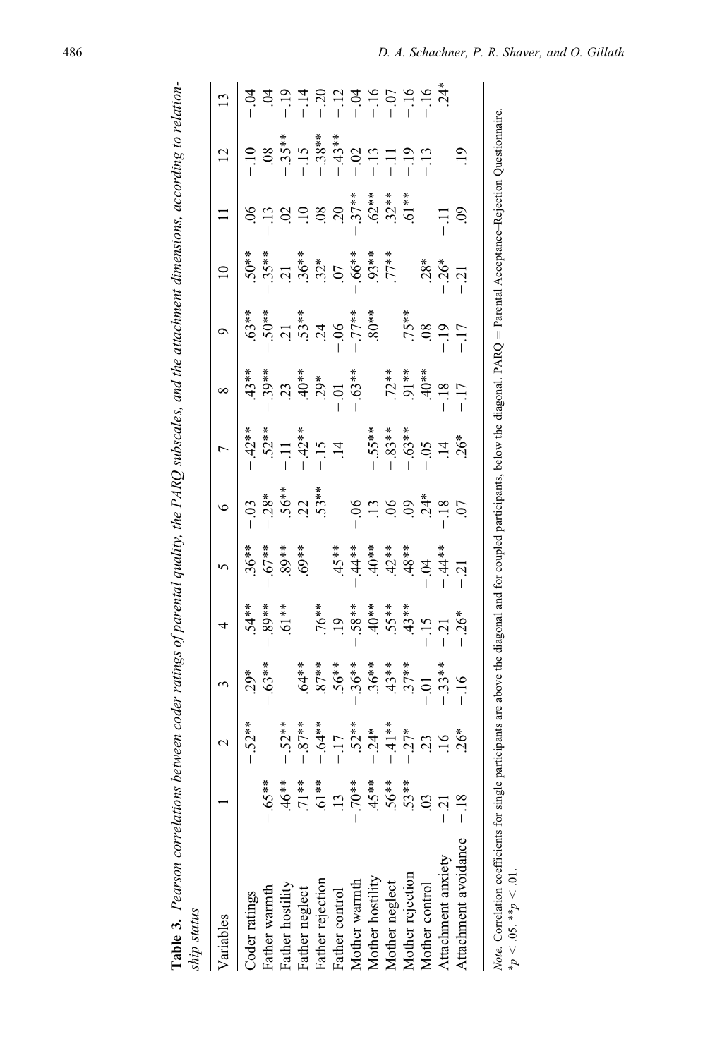**Table 3.** *Pearson correlations between coder ratings of parental quality, the PARQ subscales, and the attachment dimensions, according to relationship status*

| Variables | 1 | 2 | 3 | 4 | 5 | 6 | 7 | 8 | 9 | 10 | 11 | 12 | 13 |
|---|---|---|---|---|---|---|---|---|---|---|---|---|---|
| Coder ratings | | −.52** | .29* | .54** | .36** | −.03 | −.42** | .43** | .63** | .50** | .06 | −.10 | −.04 |
| Father warmth | −.65** | | −.63** | −.89** | −.67** | −.28* | .52** | −.39** | −.50** | −.35** | −.13 | .08 | .04 |
| Father hostility | .46** | −.52** | | .61** | .89** | .56** | −.11 | .23 | .21 | .21 | .02 | −.35** | −.19 |
| Father neglect | .71** | −.87** | .64** | | .69** | .22 | −.42** | .40** | .53** | .36** | .10 | −.15 | −.14 |
| Father rejection | .61** | −.64** | .87** | .76** | | .53** | −.15 | .29* | .24 | .32* | .08 | −.38** | −.20 |
| Father control | .13 | −.17 | .56** | .19 | .45** | | .14 | −.01 | −.06 | .07 | .20 | −.43** | −.12 |
| Mother warmth | −.70** | .52** | −.36** | −.58** | −.44** | −.06 | | −.63** | −.77** | −.66** | −.37** | −.02 | −.04 |
| Mother hostility | .45** | −.24* | .36** | .40** | .40** | .13 | −.55** | | .80** | .93** | .62** | −.13 | −.16 |
| Mother neglect | .56** | −.41** | .43** | .55** | .42** | .06 | −.83** | .72** | | .77** | .32** | −.11 | −.07 |
| Mother rejection | .53** | −.27* | .37** | .43** | .48** | .09 | −.63** | .91** | .75** | | .61** | −.19 | −.16 |
| Mother control | .03 | .23 | −.01 | −.15 | −.04 | .24* | −.05 | .40** | .08 | .28* | | −.13 | −.16 |
| Attachment anxiety | −.21 | .16 | −.33** | −.21 | −.44** | −.18 | .14 | −.18 | −.19 | −.26* | −.11 | | .24* |
| Attachment avoidance | −.18 | .26* | −.16 | −.26* | −.21 | .07 | .26* | −.17 | −.17 | −.21 | .09 | .19 | |

*Note.* Correlation coefficients for single participants are above the diagonal and for coupled participants, below the diagonal. PARQ = Parental Acceptance–Rejection Questionnaire.
*$p < .05$. **$p < .01$.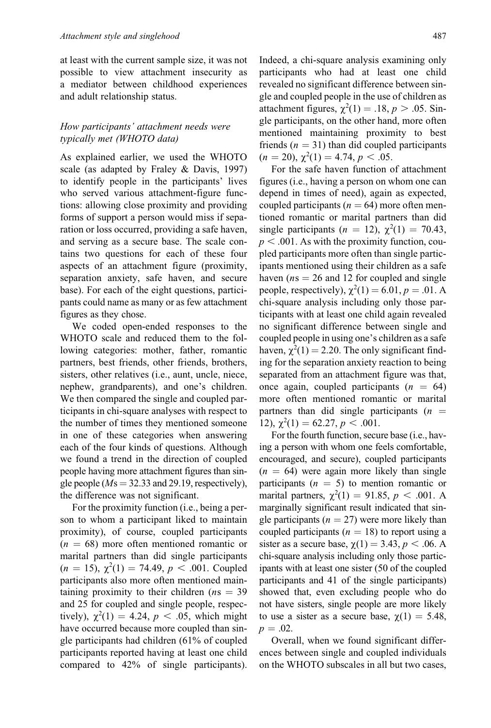at least with the current sample size, it was not possible to view attachment insecurity as a mediator between childhood experiences and adult relationship status.

### *How participants' attachment needs were typically met (WHOTO data)*

As explained earlier, we used the WHOTO scale (as adapted by Fraley & Davis, 1997) to identify people in the participants' lives who served various attachment-figure functions: allowing close proximity and providing forms of support a person would miss if separation or loss occurred, providing a safe haven, and serving as a secure base. The scale contains two questions for each of these four aspects of an attachment figure (proximity, separation anxiety, safe haven, and secure base). For each of the eight questions, participants could name as many or as few attachment figures as they chose.

We coded open-ended responses to the WHOTO scale and reduced them to the following categories: mother, father, romantic partners, best friends, other friends, brothers, sisters, other relatives (i.e., aunt, uncle, niece, nephew, grandparents), and one's children. We then compared the single and coupled participants in chi-square analyses with respect to the number of times they mentioned someone in one of these categories when answering each of the four kinds of questions. Although we found a trend in the direction of coupled people having more attachment figures than single people ($M$s = 32.33 and 29.19, respectively), the difference was not significant.

For the proximity function (i.e., being a person to whom a participant liked to maintain proximity), of course, coupled participants ($n = 68$) more often mentioned romantic or marital partners than did single participants ($n = 15$), $\chi^2(1) = 74.49$, $p < .001$. Coupled participants also more often mentioned maintaining proximity to their children ($n$s = 39 and 25 for coupled and single people, respectively), $\chi^2(1) = 4.24$, $p < .05$, which might have occurred because more coupled than single participants had children (61% of coupled participants reported having at least one child compared to 42% of single participants). Indeed, a chi-square analysis examining only participants who had at least one child revealed no significant difference between single and coupled people in the use of children as attachment figures, $\chi^2(1) = .18$, $p > .05$. Single participants, on the other hand, more often mentioned maintaining proximity to best friends ($n = 31$) than did coupled participants ($n = 20$), $\chi^2(1) = 4.74$, $p < .05$.

For the safe haven function of attachment figures (i.e., having a person on whom one can depend in times of need), again as expected, coupled participants ($n = 64$) more often mentioned romantic or marital partners than did single participants ($n = 12$), $\chi^2(1) = 70.43$, $p < .001$. As with the proximity function, coupled participants more often than single participants mentioned using their children as a safe haven ($n$s = 26 and 12 for coupled and single people, respectively), $\chi^2(1) = 6.01$, $p = .01$. A chi-square analysis including only those participants with at least one child again revealed no significant difference between single and coupled people in using one's children as a safe haven, $\chi^2(1) = 2.20$. The only significant finding for the separation anxiety reaction to being separated from an attachment figure was that, once again, coupled participants ($n = 64$) more often mentioned romantic or marital partners than did single participants ($n = 12$), $\chi^2(1) = 62.27$, $p < .001$.

For the fourth function, secure base (i.e., having a person with whom one feels comfortable, encouraged, and secure), coupled participants ($n = 64$) were again more likely than single participants ($n = 5$) to mention romantic or marital partners, $\chi^2(1) = 91.85$, $p < .001$. A marginally significant result indicated that single participants ($n = 27$) were more likely than coupled participants ($n = 18$) to report using a sister as a secure base, $\chi(1) = 3.43$, $p < .06$. A chi-square analysis including only those participants with at least one sister (50 of the coupled participants and 41 of the single participants) showed that, even excluding people who do not have sisters, single people are more likely to use a sister as a secure base, $\chi(1) = 5.48$, $p = .02$.

Overall, when we found significant differences between single and coupled individuals on the WHOTO subscales in all but two cases,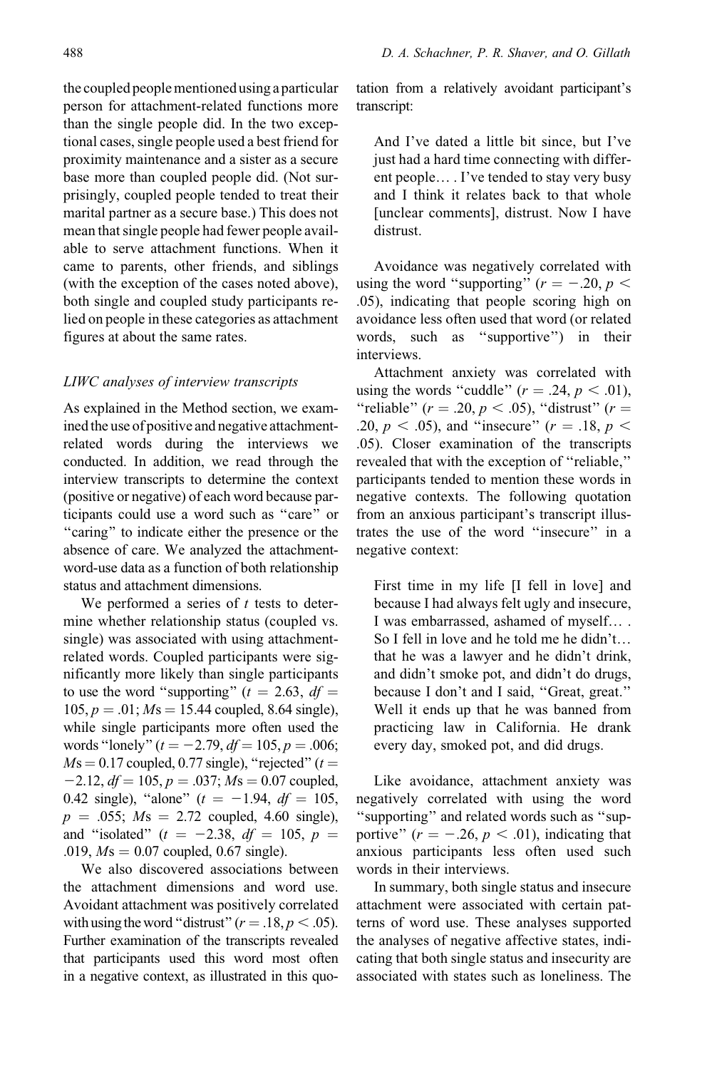the coupled people mentioned using a particular person for attachment-related functions more than the single people did. In the two exceptional cases, single people used a best friend for proximity maintenance and a sister as a secure base more than coupled people did. (Not surprisingly, coupled people tended to treat their marital partner as a secure base.) This does not mean that single people had fewer people available to serve attachment functions. When it came to parents, other friends, and siblings (with the exception of the cases noted above), both single and coupled study participants relied on people in these categories as attachment figures at about the same rates.

### *LIWC analyses of interview transcripts*

As explained in the Method section, we examined the use of positive and negative attachment-related words during the interviews we conducted. In addition, we read through the interview transcripts to determine the context (positive or negative) of each word because participants could use a word such as "care" or "caring" to indicate either the presence or the absence of care. We analyzed the attachment-word-use data as a function of both relationship status and attachment dimensions.

We performed a series of *t* tests to determine whether relationship status (coupled vs. single) was associated with using attachment-related words. Coupled participants were significantly more likely than single participants to use the word "supporting" ($t = 2.63$, $df = 105$, $p = .01$; $M$s = 15.44 coupled, 8.64 single), while single participants more often used the words "lonely" ($t = -2.79$, $df = 105$, $p = .006$; $M$s = 0.17 coupled, 0.77 single), "rejected" ($t = -2.12$, $df = 105$, $p = .037$; $M$s = 0.07 coupled, 0.42 single), "alone" ($t = -1.94$, $df = 105$, $p = .055$; $M$s = 2.72 coupled, 4.60 single), and "isolated" ($t = -2.38$, $df = 105$, $p = .019$, $M$s = 0.07 coupled, 0.67 single).

We also discovered associations between the attachment dimensions and word use. Avoidant attachment was positively correlated with using the word "distrust" ($r = .18$, $p < .05$). Further examination of the transcripts revealed that participants used this word most often in a negative context, as illustrated in this quotation from a relatively avoidant participant's transcript:

> And I've dated a little bit since, but I've just had a hard time connecting with different people… . I've tended to stay very busy and I think it relates back to that whole [unclear comments], distrust. Now I have distrust.

Avoidance was negatively correlated with using the word "supporting" ($r = -.20$, $p < .05$), indicating that people scoring high on avoidance less often used that word (or related words, such as "supportive") in their interviews.

Attachment anxiety was correlated with using the words "cuddle" ($r = .24$, $p < .01$), "reliable" ($r = .20$, $p < .05$), "distrust" ($r = .20$, $p < .05$), and "insecure" ($r = .18$, $p < .05$). Closer examination of the transcripts revealed that with the exception of the "reliable," participants tended to mention these words in negative contexts. The following quotation from an anxious participant's transcript illustrates the use of the word "insecure" in a negative context:

> First time in my life [I fell in love] and because I had always felt ugly and insecure, I was embarrassed, ashamed of myself… . So I fell in love and he told me he didn't… that he was a lawyer and he didn't drink, and didn't smoke pot, and didn't do drugs, because I don't and I said, "Great, great." Well it ends up that he was banned from practicing law in California. He drank every day, smoked pot, and did drugs.

Like avoidance, attachment anxiety was negatively correlated with using the word "supporting" and related words such as "supportive" ($r = -.26$, $p < .01$), indicating that anxious participants less often used such words in their interviews.

In summary, both single status and insecure attachment were associated with certain patterns of word use. These analyses supported the analyses of negative affective states, indicating that both single status and insecurity are associated with states such as loneliness. The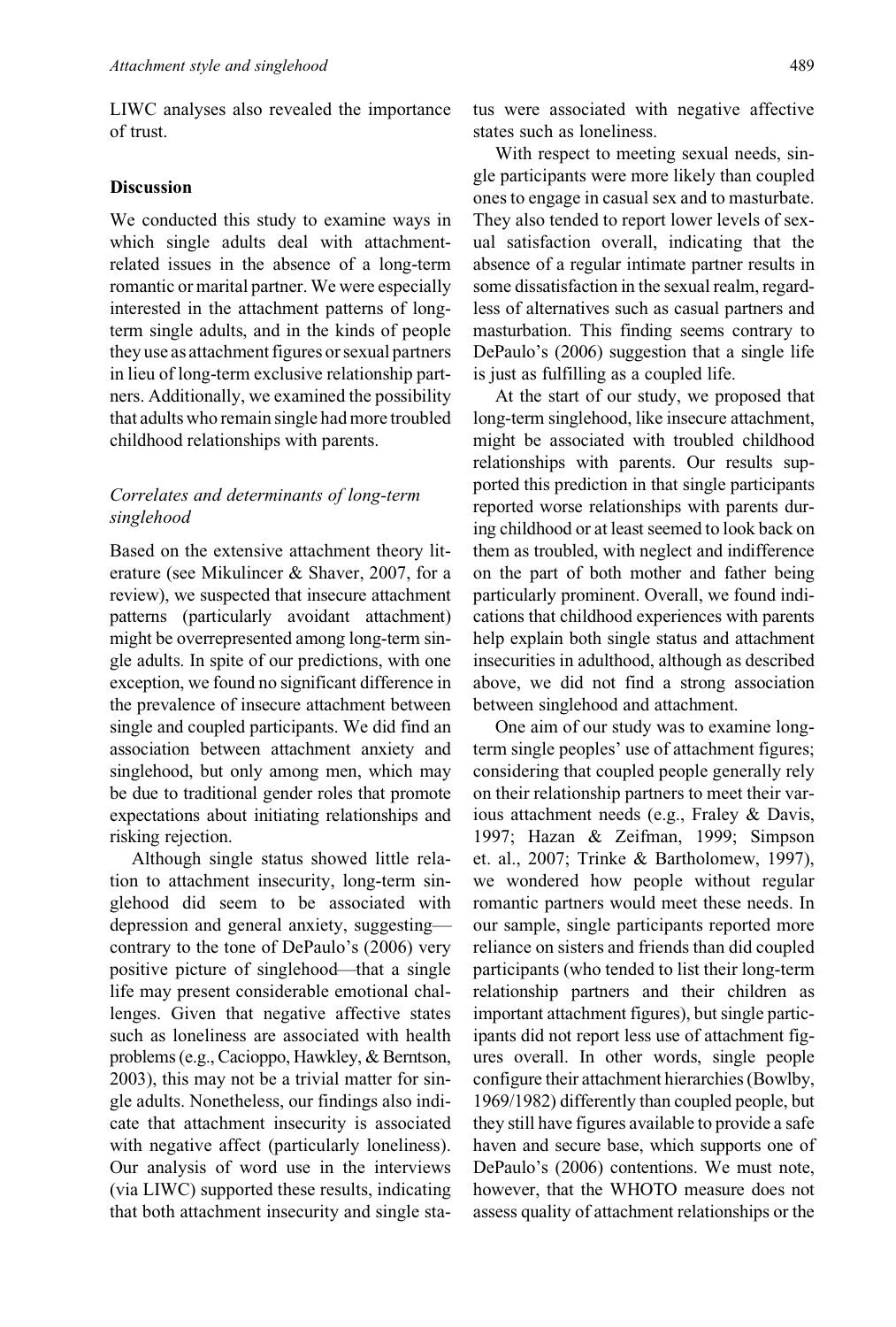LIWC analyses also revealed the importance of trust.

## Discussion

We conducted this study to examine ways in which single adults deal with attachment-related issues in the absence of a long-term romantic or marital partner. We were especially interested in the attachment patterns of long-term single adults, and in the kinds of people they use as attachment figures or sexual partners in lieu of long-term exclusive relationship partners. Additionally, we examined the possibility that adults who remain single had more troubled childhood relationships with parents.

### *Correlates and determinants of long-term singlehood*

Based on the extensive attachment theory literature (see Mikulincer & Shaver, 2007, for a review), we suspected that insecure attachment patterns (particularly avoidant attachment) might be overrepresented among long-term single adults. In spite of our predictions, with one exception, we found no significant difference in the prevalence of insecure attachment between single and coupled participants. We did find an association between attachment anxiety and singlehood, but only among men, which may be due to traditional gender roles that promote expectations about initiating relationships and risking rejection.

Although single status showed little relation to attachment insecurity, long-term singlehood did seem to be associated with depression and general anxiety, suggesting—contrary to the tone of DePaulo's (2006) very positive picture of singlehood—that a single life may present considerable emotional challenges. Given that negative affective states such as loneliness are associated with health problems (e.g., Cacioppo, Hawkley, & Berntson, 2003), this may not be a trivial matter for single adults. Nonetheless, our findings also indicate that attachment insecurity is associated with negative affect (particularly loneliness). Our analysis of word use in the interviews (via LIWC) supported these results, indicating that both attachment insecurity and single status were associated with negative affective states such as loneliness.

With respect to meeting sexual needs, single participants were more likely than coupled ones to engage in casual sex and to masturbate. They also tended to report lower levels of sexual satisfaction overall, indicating that the absence of a regular intimate partner results in some dissatisfaction in the sexual realm, regardless of alternatives such as casual partners and masturbation. This finding seems contrary to DePaulo's (2006) suggestion that a single life is just as fulfilling as a coupled life.

At the start of our study, we proposed that long-term singlehood, like insecure attachment, might be associated with troubled childhood relationships with parents. Our results supported this prediction in that single participants reported worse relationships with parents during childhood or at least seemed to look back on them as troubled, with neglect and indifference on the part of both mother and father being particularly prominent. Overall, we found indications that childhood experiences with parents help explain both single status and attachment insecurities in adulthood, although as described above, we did not find a strong association between singlehood and attachment.

One aim of our study was to examine long-term single peoples' use of attachment figures; considering that coupled people generally rely on their relationship partners to meet their various attachment needs (e.g., Fraley & Davis, 1997; Hazan & Zeifman, 1999; Simpson et. al., 2007; Trinke & Bartholomew, 1997), we wondered how people without regular romantic partners would meet these needs. In our sample, single participants reported more reliance on sisters and friends than did coupled participants (who tended to list their long-term relationship partners and their children as important attachment figures), but single participants did not report less use of attachment figures overall. In other words, single people configure their attachment hierarchies (Bowlby, 1969/1982) differently than coupled people, but they still have figures available to provide a safe haven and secure base, which supports one of DePaulo's (2006) contentions. We must note, however, that the WHOTO measure does not assess quality of attachment relationships or the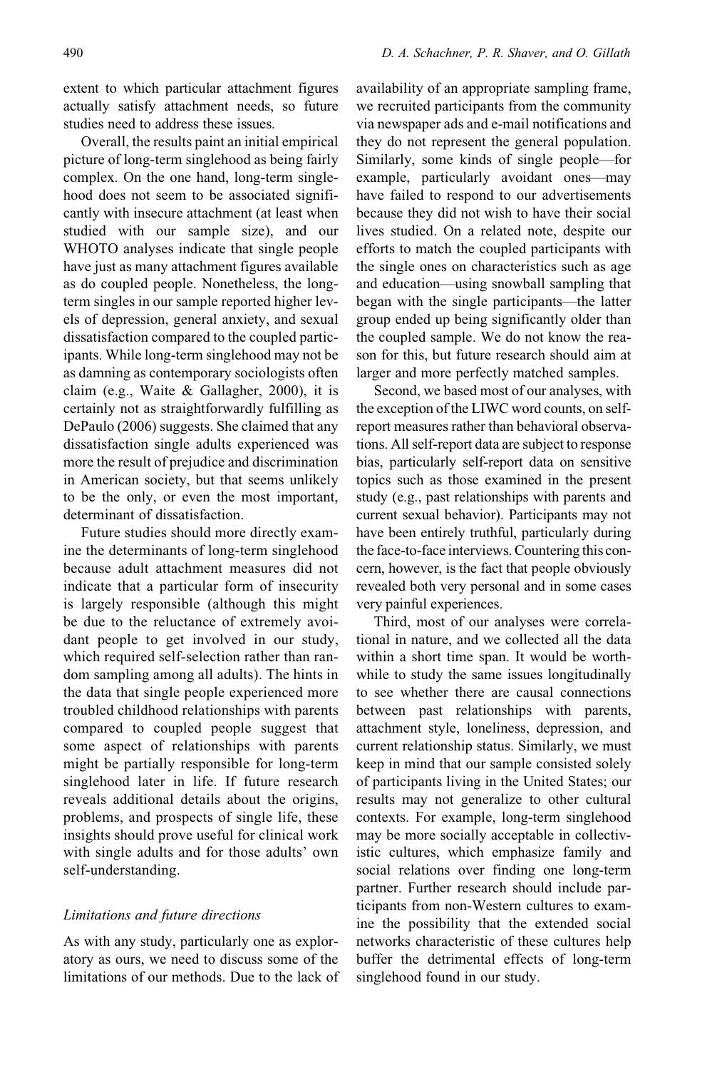extent to which particular attachment figures actually satisfy attachment needs, so future studies need to address these issues.

Overall, the results paint an initial empirical picture of long-term singlehood as being fairly complex. On the one hand, long-term singlehood does not seem to be associated significantly with insecure attachment (at least when studied with our sample size), and our WHOTO analyses indicate that single people have just as many attachment figures available as do coupled people. Nonetheless, the long-term singles in our sample reported higher levels of depression, general anxiety, and sexual dissatisfaction compared to the coupled participants. While long-term singlehood may not be as damning as contemporary sociologists often claim (e.g., Waite & Gallagher, 2000), it is certainly not as straightforwardly fulfilling as DePaulo (2006) suggests. She claimed that any dissatisfaction single adults experienced was more the result of prejudice and discrimination in American society, but that seems unlikely to be the only, or even the most important, determinant of dissatisfaction.

Future studies should more directly examine the determinants of long-term singlehood because adult attachment measures did not indicate that a particular form of insecurity is largely responsible (although this might be due to the reluctance of extremely avoidant people to get involved in our study, which required self-selection rather than random sampling among all adults). The hints in the data that single people experienced more troubled childhood relationships with parents compared to coupled people suggest that some aspect of relationships with parents might be partially responsible for long-term singlehood later in life. If future research reveals additional details about the origins, problems, and prospects of single life, these insights should prove useful for clinical work with single adults and for those adults' own self-understanding.

### *Limitations and future directions*

As with any study, particularly one as exploratory as ours, we need to discuss some of the limitations of our methods. Due to the lack of availability of an appropriate sampling frame, we recruited participants from the community via newspaper ads and e-mail notifications and they do not represent the general population. Similarly, some kinds of single people—for example, particularly avoidant ones—may have failed to respond to our advertisements because they did not wish to have their social lives studied. On a related note, despite our efforts to match the coupled participants with the single ones on characteristics such as age and education—using snowball sampling that began with the single participants—the latter group ended up being significantly older than the coupled sample. We do not know the reason for this, but future research should aim at larger and more perfectly matched samples.

Second, we based most of our analyses, with the exception of the LIWC word counts, on self-report measures rather than behavioral observations. All self-report data are subject to response bias, particularly self-report data on sensitive topics such as those examined in the present study (e.g., past relationships with parents and current sexual behavior). Participants may not have been entirely truthful, particularly during the face-to-face interviews. Countering this concern, however, is the fact that people obviously revealed both very personal and in some cases very painful experiences.

Third, most of our analyses were correlational in nature, and we collected all the data within a short time span. It would be worthwhile to study the same issues longitudinally to see whether there are causal connections between past relationships with parents, attachment style, loneliness, depression, and current relationship status. Similarly, we must keep in mind that our sample consisted solely of participants living in the United States; our results may not generalize to other cultural contexts. For example, long-term singlehood may be more socially acceptable in collectivistic cultures, which emphasize family and social relations over finding one long-term partner. Further research should include participants from non-Western cultures to examine the possibility that the extended social networks characteristic of these cultures help buffer the detrimental effects of long-term singlehood found in our study.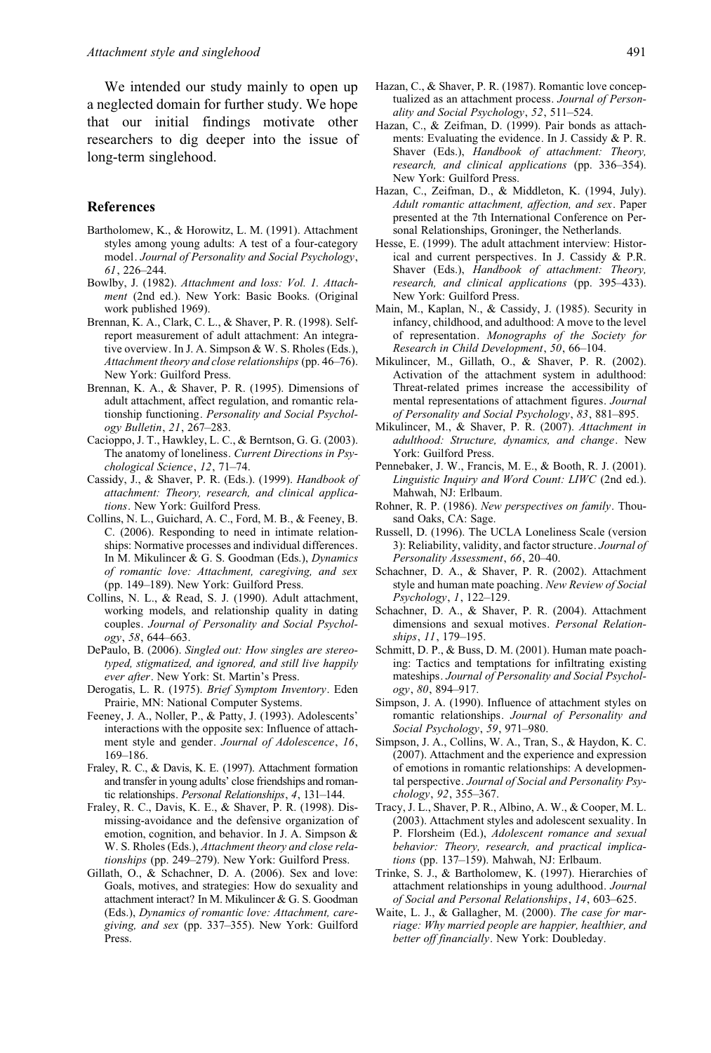We intended our study mainly to open up a neglected domain for further study. We hope that our initial findings motivate other researchers to dig deeper into the issue of long-term singlehood.

## References

Bartholomew, K., & Horowitz, L. M. (1991). Attachment styles among young adults: A test of a four-category model. *Journal of Personality and Social Psychology*, *61*, 226–244.

Bowlby, J. (1982). *Attachment and loss: Vol. 1. Attachment* (2nd ed.). New York: Basic Books. (Original work published 1969).

Brennan, K. A., Clark, C. L., & Shaver, P. R. (1998). Self-report measurement of adult attachment: An integrative overview. In J. A. Simpson & W. S. Rholes (Eds.), *Attachment theory and close relationships* (pp. 46–76). New York: Guilford Press.

Brennan, K. A., & Shaver, P. R. (1995). Dimensions of adult attachment, affect regulation, and romantic relationship functioning. *Personality and Social Psychology Bulletin*, *21*, 267–283.

Cacioppo, J. T., Hawkley, L. C., & Berntson, G. G. (2003). The anatomy of loneliness. *Current Directions in Psychological Science*, *12*, 71–74.

Cassidy, J., & Shaver, P. R. (Eds.). (1999). *Handbook of attachment: Theory, research, and clinical applications*. New York: Guilford Press.

Collins, N. L., Guichard, A. C., Ford, M. B., & Feeney, B. C. (2006). Responding to need in intimate relationships: Normative processes and individual differences. In M. Mikulincer & G. S. Goodman (Eds.), *Dynamics of romantic love: Attachment, caregiving, and sex* (pp. 149–189). New York: Guilford Press.

Collins, N. L., & Read, S. J. (1990). Adult attachment, working models, and relationship quality in dating couples. *Journal of Personality and Social Psychology*, *58*, 644–663.

DePaulo, B. (2006). *Singled out: How singles are stereotyped, stigmatized, and ignored, and still live happily ever after*. New York: St. Martin's Press.

Derogatis, L. R. (1975). *Brief Symptom Inventory*. Eden Prairie, MN: National Computer Systems.

Feeney, J. A., Noller, P., & Patty, J. (1993). Adolescents' interactions with the opposite sex: Influence of attachment style and gender. *Journal of Adolescence*, *16*, 169–186.

Fraley, R. C., & Davis, K. E. (1997). Attachment formation and transfer in young adults' close friendships and romantic relationships. *Personal Relationships*, *4*, 131–144.

Fraley, R. C., Davis, K. E., & Shaver, P. R. (1998). Dismissing-avoidance and the defensive organization of emotion, cognition, and behavior. In J. A. Simpson & W. S. Rholes (Eds.), *Attachment theory and close relationships* (pp. 249–279). New York: Guilford Press.

Gillath, O., & Schachner, D. A. (2006). Sex and love: Goals, motives, and strategies: How do sexuality and attachment interact? In M. Mikulincer & G. S. Goodman (Eds.), *Dynamics of romantic love: Attachment, caregiving, and sex* (pp. 337–355). New York: Guilford Press.

Hazan, C., & Shaver, P. R. (1987). Romantic love conceptualized as an attachment process. *Journal of Personality and Social Psychology*, *52*, 511–524.

Hazan, C., & Zeifman, D. (1999). Pair bonds as attachments: Evaluating the evidence. In J. Cassidy & P. R. Shaver (Eds.), *Handbook of attachment: Theory, research, and clinical applications* (pp. 336–354). New York: Guilford Press.

Hazan, C., Zeifman, D., & Middleton, K. (1994, July). *Adult romantic attachment, affection, and sex*. Paper presented at the 7th International Conference on Personal Relationships, Groninger, the Netherlands.

Hesse, E. (1999). The adult attachment interview: Historical and current perspectives. In J. Cassidy & P.R. Shaver (Eds.), *Handbook of attachment: Theory, research, and clinical applications* (pp. 395–433). New York: Guilford Press.

Main, M., Kaplan, N., & Cassidy, J. (1985). Security in infancy, childhood, and adulthood: A move to the level of representation. *Monographs of the Society for Research in Child Development*, *50*, 66–104.

Mikulincer, M., Gillath, O., & Shaver, P. R. (2002). Activation of the attachment system in adulthood: Threat-related primes increase the accessibility of mental representations of attachment figures. *Journal of Personality and Social Psychology*, *83*, 881–895.

Mikulincer, M., & Shaver, P. R. (2007). *Attachment in adulthood: Structure, dynamics, and change*. New York: Guilford Press.

Pennebaker, J. W., Francis, M. E., & Booth, R. J. (2001). *Linguistic Inquiry and Word Count: LIWC* (2nd ed.). Mahwah, NJ: Erlbaum.

Rohner, R. P. (1986). *New perspectives on family*. Thousand Oaks, CA: Sage.

Russell, D. (1996). The UCLA Loneliness Scale (version 3): Reliability, validity, and factor structure. *Journal of Personality Assessment*, *66*, 20–40.

Schachner, D. A., & Shaver, P. R. (2002). Attachment style and human mate poaching. *New Review of Social Psychology*, *1*, 122–129.

Schachner, D. A., & Shaver, P. R. (2004). Attachment dimensions and sexual motives. *Personal Relationships*, *11*, 179–195.

Schmitt, D. P., & Buss, D. M. (2001). Human mate poaching: Tactics and temptations for infiltrating existing mateships. *Journal of Personality and Social Psychology*, *80*, 894–917.

Simpson, J. A. (1990). Influence of attachment styles on romantic relationships. *Journal of Personality and Social Psychology*, *59*, 971–980.

Simpson, J. A., Collins, W. A., Tran, S., & Haydon, K. C. (2007). Attachment and the experience and expression of emotions in romantic relationships: A developmental perspective. *Journal of Social and Personality Psychology*, *92*, 355–367.

Tracy, J. L., Shaver, P. R., Albino, A. W., & Cooper, M. L. (2003). Attachment styles and adolescent sexuality. In P. Florsheim (Ed.), *Adolescent romance and sexual behavior: Theory, research, and practical implications* (pp. 137–159). Mahwah, NJ: Erlbaum.

Trinke, S. J., & Bartholomew, K. (1997). Hierarchies of attachment relationships in young adulthood. *Journal of Social and Personal Relationships*, *14*, 603–625.

Waite, L. J., & Gallagher, M. (2000). *The case for marriage: Why married people are happier, healthier, and better off financially*. New York: Doubleday.